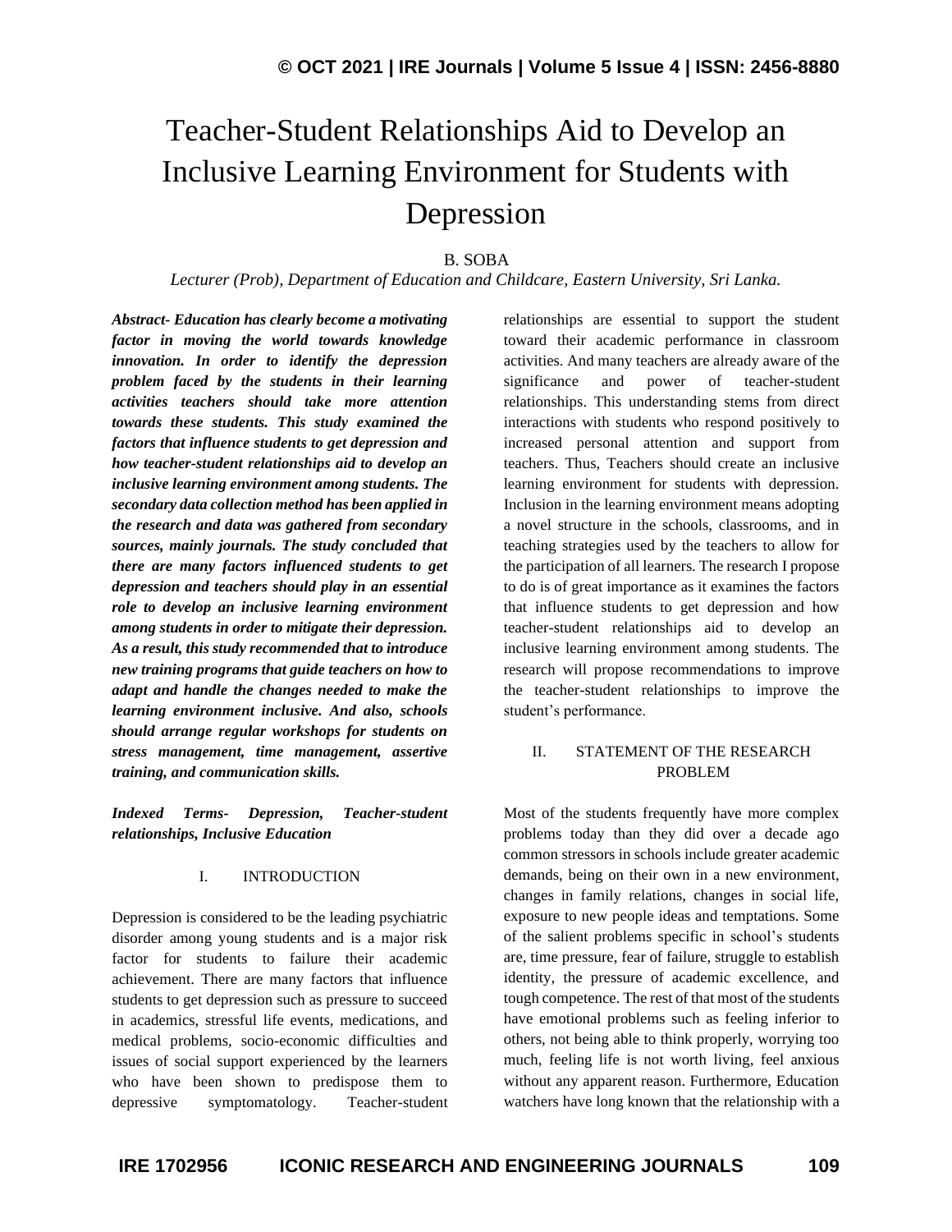# Teacher-Student Relationships Aid to Develop an Inclusive Learning Environment for Students with Depression

B. SOBA

*Lecturer (Prob), Department of Education and Childcare, Eastern University, Sri Lanka.*

***Abstract- Education has clearly become a motivating factor in moving the world towards knowledge innovation. In order to identify the depression problem faced by the students in their learning activities teachers should take more attention towards these students. This study examined the factors that influence students to get depression and how teacher-student relationships aid to develop an inclusive learning environment among students. The secondary data collection method has been applied in the research and data was gathered from secondary sources, mainly journals. The study concluded that there are many factors influenced students to get depression and teachers should play in an essential role to develop an inclusive learning environment among students in order to mitigate their depression. As a result, this study recommended that to introduce new training programs that guide teachers on how to adapt and handle the changes needed to make the learning environment inclusive. And also, schools should arrange regular workshops for students on stress management, time management, assertive training, and communication skills.***

***Indexed Terms- Depression, Teacher-student relationships, Inclusive Education***

## I. INTRODUCTION

Depression is considered to be the leading psychiatric disorder among young students and is a major risk factor for students to failure their academic achievement. There are many factors that influence students to get depression such as pressure to succeed in academics, stressful life events, medications, and medical problems, socio-economic difficulties and issues of social support experienced by the learners who have been shown to predispose them to depressive symptomatology. Teacher-student relationships are essential to support the student toward their academic performance in classroom activities. And many teachers are already aware of the significance and power of teacher-student relationships. This understanding stems from direct interactions with students who respond positively to increased personal attention and support from teachers. Thus, Teachers should create an inclusive learning environment for students with depression. Inclusion in the learning environment means adopting a novel structure in the schools, classrooms, and in teaching strategies used by the teachers to allow for the participation of all learners. The research I propose to do is of great importance as it examines the factors that influence students to get depression and how teacher-student relationships aid to develop an inclusive learning environment among students. The research will propose recommendations to improve the teacher-student relationships to improve the student's performance.

## II. STATEMENT OF THE RESEARCH PROBLEM

Most of the students frequently have more complex problems today than they did over a decade ago common stressors in schools include greater academic demands, being on their own in a new environment, changes in family relations, changes in social life, exposure to new people ideas and temptations. Some of the salient problems specific in school's students are, time pressure, fear of failure, struggle to establish identity, the pressure of academic excellence, and tough competence. The rest of that most of the students have emotional problems such as feeling inferior to others, not being able to think properly, worrying too much, feeling life is not worth living, feel anxious without any apparent reason. Furthermore, Education watchers have long known that the relationship with a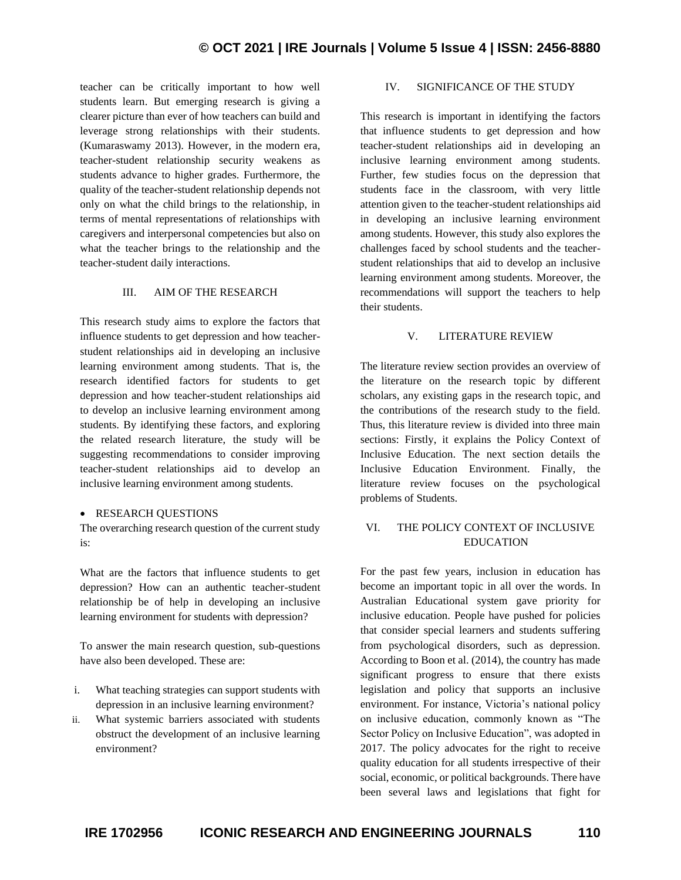teacher can be critically important to how well students learn. But emerging research is giving a clearer picture than ever of how teachers can build and leverage strong relationships with their students. (Kumaraswamy 2013). However, in the modern era, teacher-student relationship security weakens as students advance to higher grades. Furthermore, the quality of the teacher-student relationship depends not only on what the child brings to the relationship, in terms of mental representations of relationships with caregivers and interpersonal competencies but also on what the teacher brings to the relationship and the teacher-student daily interactions.

## III. AIM OF THE RESEARCH

This research study aims to explore the factors that influence students to get depression and how teacher-student relationships aid in developing an inclusive learning environment among students. That is, the research identified factors for students to get depression and how teacher-student relationships aid to develop an inclusive learning environment among students. By identifying these factors, and exploring the related research literature, the study will be suggesting recommendations to consider improving teacher-student relationships aid to develop an inclusive learning environment among students.

- RESEARCH QUESTIONS

The overarching research question of the current study is:

What are the factors that influence students to get depression? How can an authentic teacher-student relationship be of help in developing an inclusive learning environment for students with depression?

To answer the main research question, sub-questions have also been developed. These are:

i. What teaching strategies can support students with depression in an inclusive learning environment?
ii. What systemic barriers associated with students obstruct the development of an inclusive learning environment?

## IV. SIGNIFICANCE OF THE STUDY

This research is important in identifying the factors that influence students to get depression and how teacher-student relationships aid in developing an inclusive learning environment among students. Further, few studies focus on the depression that students face in the classroom, with very little attention given to the teacher-student relationships aid in developing an inclusive learning environment among students. However, this study also explores the challenges faced by school students and the teacher-student relationships that aid to develop an inclusive learning environment among students. Moreover, the recommendations will support the teachers to help their students.

## V. LITERATURE REVIEW

The literature review section provides an overview of the literature on the research topic by different scholars, any existing gaps in the research topic, and the contributions of the research study to the field. Thus, this literature review is divided into three main sections: Firstly, it explains the Policy Context of Inclusive Education. The next section details the Inclusive Education Environment. Finally, the literature review focuses on the psychological problems of Students.

## VI. THE POLICY CONTEXT OF INCLUSIVE EDUCATION

For the past few years, inclusion in education has become an important topic in all over the words. In Australian Educational system gave priority for inclusive education. People have pushed for policies that consider special learners and students suffering from psychological disorders, such as depression. According to Boon et al. (2014), the country has made significant progress to ensure that there exists legislation and policy that supports an inclusive environment. For instance, Victoria's national policy on inclusive education, commonly known as "The Sector Policy on Inclusive Education", was adopted in 2017. The policy advocates for the right to receive quality education for all students irrespective of their social, economic, or political backgrounds. There have been several laws and legislations that fight for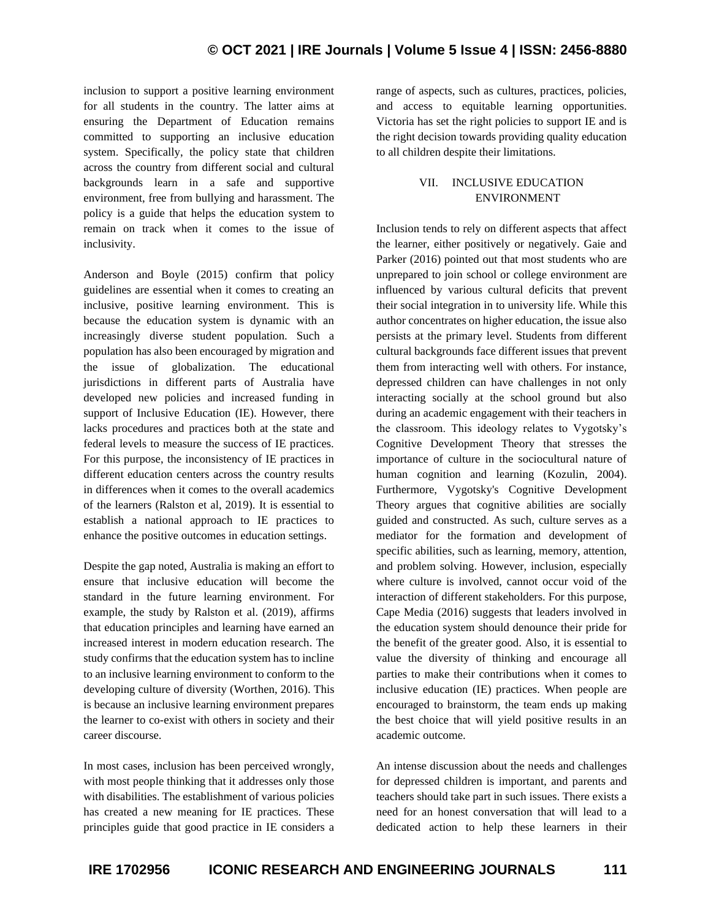inclusion to support a positive learning environment for all students in the country. The latter aims at ensuring the Department of Education remains committed to supporting an inclusive education system. Specifically, the policy state that children across the country from different social and cultural backgrounds learn in a safe and supportive environment, free from bullying and harassment. The policy is a guide that helps the education system to remain on track when it comes to the issue of inclusivity.

Anderson and Boyle (2015) confirm that policy guidelines are essential when it comes to creating an inclusive, positive learning environment. This is because the education system is dynamic with an increasingly diverse student population. Such a population has also been encouraged by migration and the issue of globalization. The educational jurisdictions in different parts of Australia have developed new policies and increased funding in support of Inclusive Education (IE). However, there lacks procedures and practices both at the state and federal levels to measure the success of IE practices. For this purpose, the inconsistency of IE practices in different education centers across the country results in differences when it comes to the overall academics of the learners (Ralston et al, 2019). It is essential to establish a national approach to IE practices to enhance the positive outcomes in education settings.

Despite the gap noted, Australia is making an effort to ensure that inclusive education will become the standard in the future learning environment. For example, the study by Ralston et al. (2019), affirms that education principles and learning have earned an increased interest in modern education research. The study confirms that the education system has to incline to an inclusive learning environment to conform to the developing culture of diversity (Worthen, 2016). This is because an inclusive learning environment prepares the learner to co-exist with others in society and their career discourse.

In most cases, inclusion has been perceived wrongly, with most people thinking that it addresses only those with disabilities. The establishment of various policies has created a new meaning for IE practices. These principles guide that good practice in IE considers a range of aspects, such as cultures, practices, policies, and access to equitable learning opportunities. Victoria has set the right policies to support IE and is the right decision towards providing quality education to all children despite their limitations.

## VII. INCLUSIVE EDUCATION ENVIRONMENT

Inclusion tends to rely on different aspects that affect the learner, either positively or negatively. Gaie and Parker (2016) pointed out that most students who are unprepared to join school or college environment are influenced by various cultural deficits that prevent their social integration in to university life. While this author concentrates on higher education, the issue also persists at the primary level. Students from different cultural backgrounds face different issues that prevent them from interacting well with others. For instance, depressed children can have challenges in not only interacting socially at the school ground but also during an academic engagement with their teachers in the classroom. This ideology relates to Vygotsky's Cognitive Development Theory that stresses the importance of culture in the sociocultural nature of human cognition and learning (Kozulin, 2004). Furthermore, Vygotsky's Cognitive Development Theory argues that cognitive abilities are socially guided and constructed. As such, culture serves as a mediator for the formation and development of specific abilities, such as learning, memory, attention, and problem solving. However, inclusion, especially where culture is involved, cannot occur void of the interaction of different stakeholders. For this purpose, Cape Media (2016) suggests that leaders involved in the education system should denounce their pride for the benefit of the greater good. Also, it is essential to value the diversity of thinking and encourage all parties to make their contributions when it comes to inclusive education (IE) practices. When people are encouraged to brainstorm, the team ends up making the best choice that will yield positive results in an academic outcome.

An intense discussion about the needs and challenges for depressed children is important, and parents and teachers should take part in such issues. There exists a need for an honest conversation that will lead to a dedicated action to help these learners in their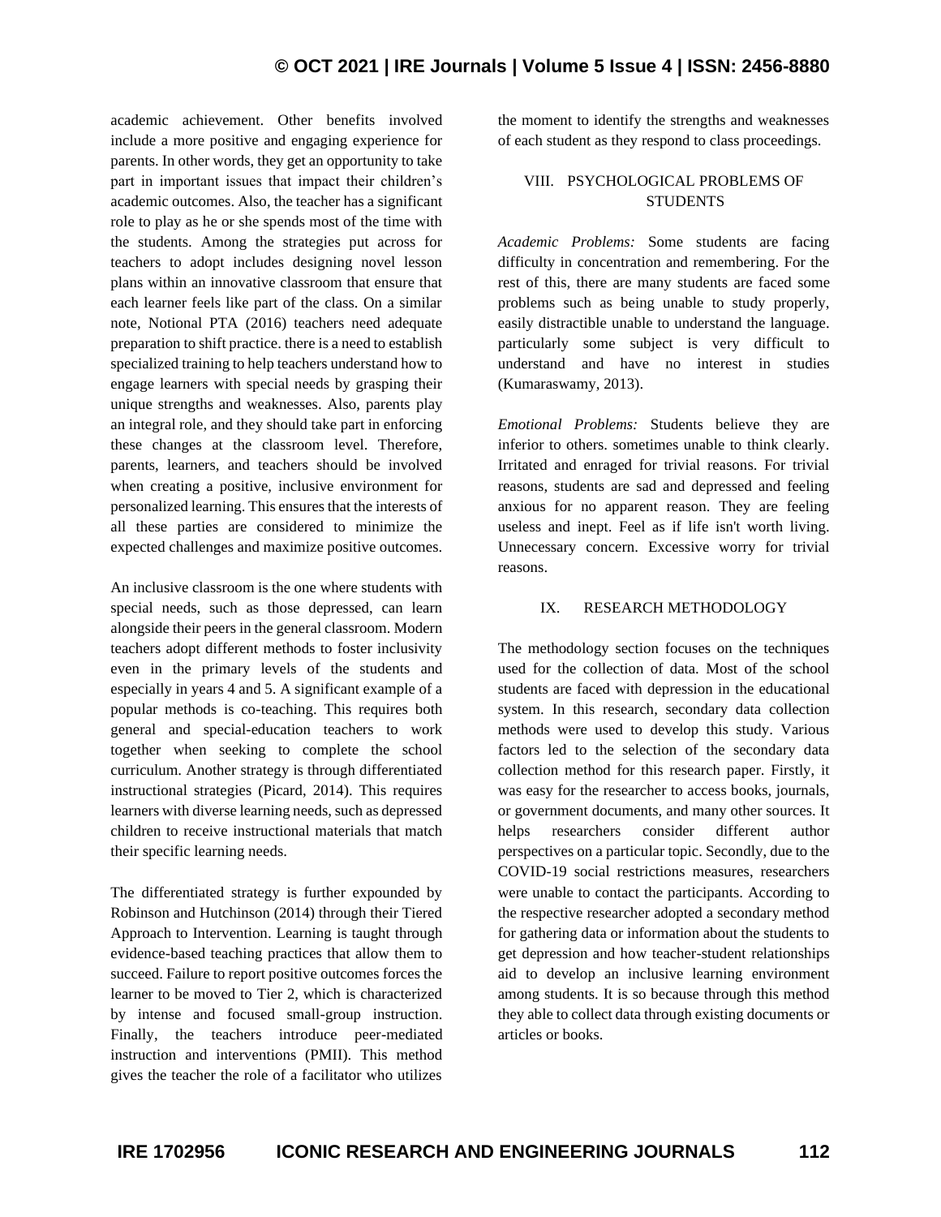academic achievement. Other benefits involved include a more positive and engaging experience for parents. In other words, they get an opportunity to take part in important issues that impact their children's academic outcomes. Also, the teacher has a significant role to play as he or she spends most of the time with the students. Among the strategies put across for teachers to adopt includes designing novel lesson plans within an innovative classroom that ensure that each learner feels like part of the class. On a similar note, Notional PTA (2016) teachers need adequate preparation to shift practice. there is a need to establish specialized training to help teachers understand how to engage learners with special needs by grasping their unique strengths and weaknesses. Also, parents play an integral role, and they should take part in enforcing these changes at the classroom level. Therefore, parents, learners, and teachers should be involved when creating a positive, inclusive environment for personalized learning. This ensures that the interests of all these parties are considered to minimize the expected challenges and maximize positive outcomes.

An inclusive classroom is the one where students with special needs, such as those depressed, can learn alongside their peers in the general classroom. Modern teachers adopt different methods to foster inclusivity even in the primary levels of the students and especially in years 4 and 5. A significant example of a popular methods is co-teaching. This requires both general and special-education teachers to work together when seeking to complete the school curriculum. Another strategy is through differentiated instructional strategies (Picard, 2014). This requires learners with diverse learning needs, such as depressed children to receive instructional materials that match their specific learning needs.

The differentiated strategy is further expounded by Robinson and Hutchinson (2014) through their Tiered Approach to Intervention. Learning is taught through evidence-based teaching practices that allow them to succeed. Failure to report positive outcomes forces the learner to be moved to Tier 2, which is characterized by intense and focused small-group instruction. Finally, the teachers introduce peer-mediated instruction and interventions (PMII). This method gives the teacher the role of a facilitator who utilizes the moment to identify the strengths and weaknesses of each student as they respond to class proceedings.

## VIII. PSYCHOLOGICAL PROBLEMS OF STUDENTS

*Academic Problems:* Some students are facing difficulty in concentration and remembering. For the rest of this, there are many students are faced some problems such as being unable to study properly, easily distractible unable to understand the language. particularly some subject is very difficult to understand and have no interest in studies (Kumaraswamy, 2013).

*Emotional Problems:* Students believe they are inferior to others. sometimes unable to think clearly. Irritated and enraged for trivial reasons. For trivial reasons, students are sad and depressed and feeling anxious for no apparent reason. They are feeling useless and inept. Feel as if life isn't worth living. Unnecessary concern. Excessive worry for trivial reasons.

## IX. RESEARCH METHODOLOGY

The methodology section focuses on the techniques used for the collection of data. Most of the school students are faced with depression in the educational system. In this research, secondary data collection methods were used to develop this study. Various factors led to the selection of the secondary data collection method for this research paper. Firstly, it was easy for the researcher to access books, journals, or government documents, and many other sources. It helps researchers consider different author perspectives on a particular topic. Secondly, due to the COVID-19 social restrictions measures, researchers were unable to contact the participants. According to the respective researcher adopted a secondary method for gathering data or information about the students to get depression and how teacher-student relationships aid to develop an inclusive learning environment among students. It is so because through this method they able to collect data through existing documents or articles or books.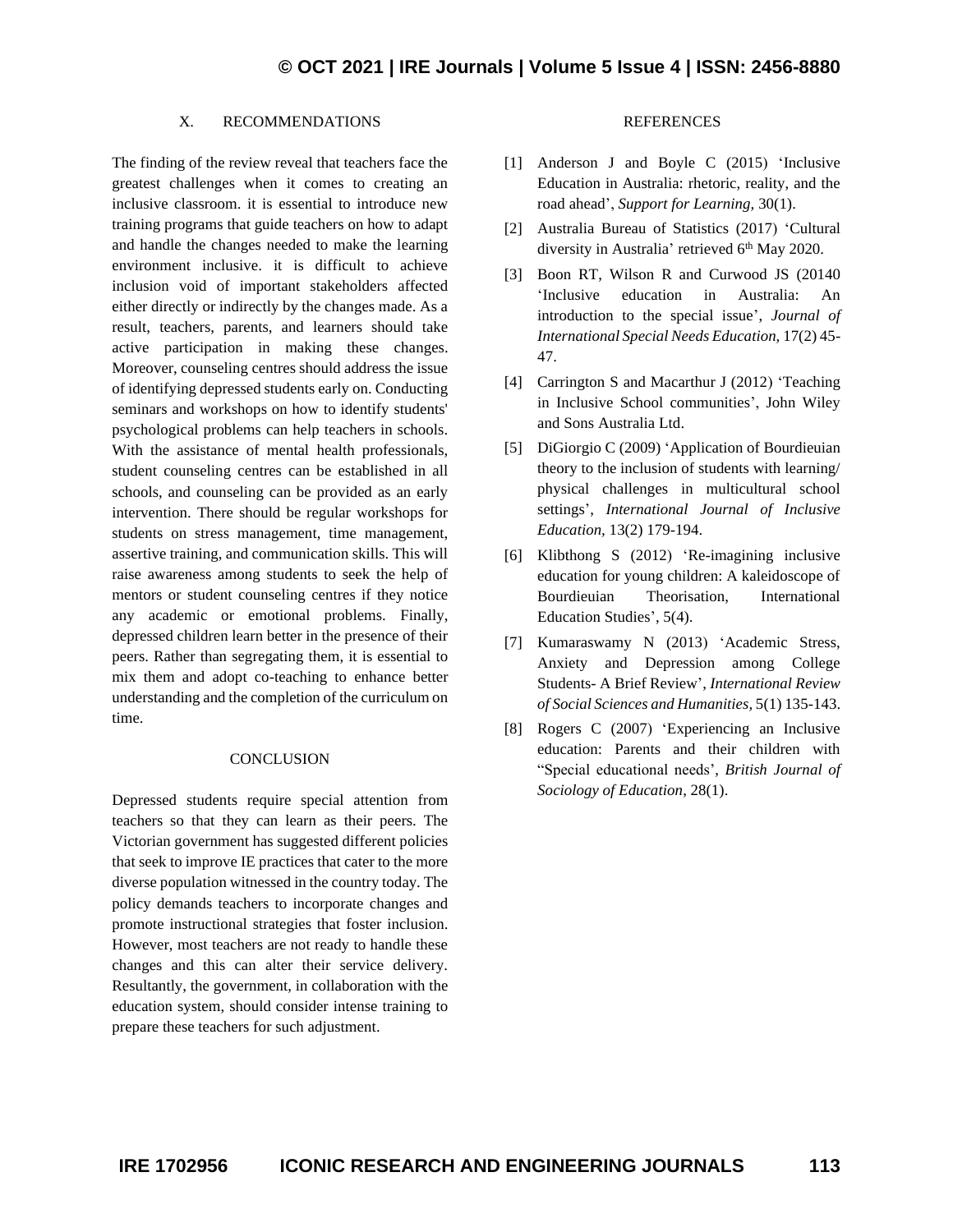## X. RECOMMENDATIONS

The finding of the review reveal that teachers face the greatest challenges when it comes to creating an inclusive classroom. it is essential to introduce new training programs that guide teachers on how to adapt and handle the changes needed to make the learning environment inclusive. it is difficult to achieve inclusion void of important stakeholders affected either directly or indirectly by the changes made. As a result, teachers, parents, and learners should take active participation in making these changes. Moreover, counseling centres should address the issue of identifying depressed students early on. Conducting seminars and workshops on how to identify students' psychological problems can help teachers in schools. With the assistance of mental health professionals, student counseling centres can be established in all schools, and counseling can be provided as an early intervention. There should be regular workshops for students on stress management, time management, assertive training, and communication skills. This will raise awareness among students to seek the help of mentors or student counseling centres if they notice any academic or emotional problems. Finally, depressed children learn better in the presence of their peers. Rather than segregating them, it is essential to mix them and adopt co-teaching to enhance better understanding and the completion of the curriculum on time.

## CONCLUSION

Depressed students require special attention from teachers so that they can learn as their peers. The Victorian government has suggested different policies that seek to improve IE practices that cater to the more diverse population witnessed in the country today. The policy demands teachers to incorporate changes and promote instructional strategies that foster inclusion. However, most teachers are not ready to handle these changes and this can alter their service delivery. Resultantly, the government, in collaboration with the education system, should consider intense training to prepare these teachers for such adjustment.

## REFERENCES

[1] Anderson J and Boyle C (2015) 'Inclusive Education in Australia: rhetoric, reality, and the road ahead', *Support for Learning,* 30(1).

[2] Australia Bureau of Statistics (2017) 'Cultural diversity in Australia' retrieved 6th May 2020.

[3] Boon RT, Wilson R and Curwood JS (20140 'Inclusive education in Australia: An introduction to the special issue', *Journal of International Special Needs Education,* 17(2) 45-47.

[4] Carrington S and Macarthur J (2012) 'Teaching in Inclusive School communities', John Wiley and Sons Australia Ltd.

[5] DiGiorgio C (2009) 'Application of Bourdieuian theory to the inclusion of students with learning/ physical challenges in multicultural school settings', *International Journal of Inclusive Education,* 13(2) 179-194.

[6] Klibthong S (2012) 'Re-imagining inclusive education for young children: A kaleidoscope of Bourdieuian Theorisation, International Education Studies', 5(4).

[7] Kumaraswamy N (2013) 'Academic Stress, Anxiety and Depression among College Students- A Brief Review', *International Review of Social Sciences and Humanities,* 5(1) 135-143.

[8] Rogers C (2007) 'Experiencing an Inclusive education: Parents and their children with "Special educational needs', *British Journal of Sociology of Education*, 28(1).